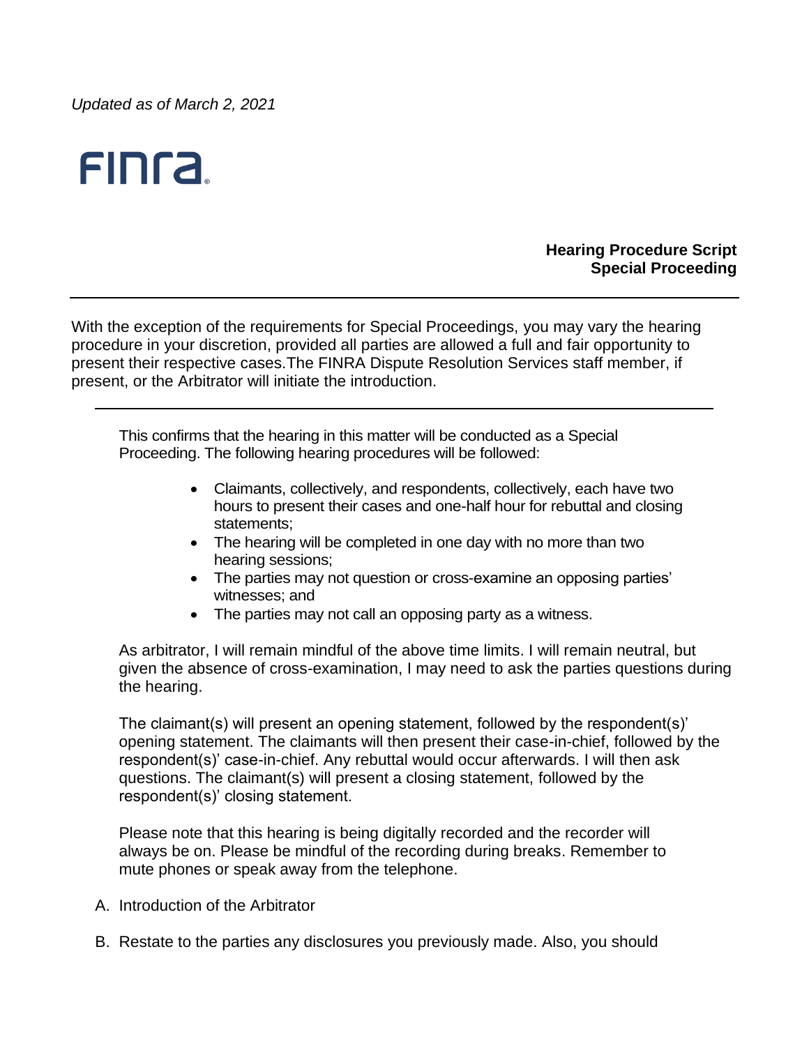*Updated as of March 2, 2021*

FINRA

**Hearing Procedure Script**
**Special Proceeding**

---

With the exception of the requirements for Special Proceedings, you may vary the hearing procedure in your discretion, provided all parties are allowed a full and fair opportunity to present their respective cases.The FINRA Dispute Resolution Services staff member, if present, or the Arbitrator will initiate the introduction.

---

This confirms that the hearing in this matter will be conducted as a Special Proceeding. The following hearing procedures will be followed:

- Claimants, collectively, and respondents, collectively, each have two hours to present their cases and one-half hour for rebuttal and closing statements;
- The hearing will be completed in one day with no more than two hearing sessions;
- The parties may not question or cross-examine an opposing parties' witnesses; and
- The parties may not call an opposing party as a witness.

As arbitrator, I will remain mindful of the above time limits. I will remain neutral, but given the absence of cross-examination, I may need to ask the parties questions during the hearing.

The claimant(s) will present an opening statement, followed by the respondent(s)' opening statement. The claimants will then present their case-in-chief, followed by the respondent(s)' case-in-chief. Any rebuttal would occur afterwards. I will then ask questions. The claimant(s) will present a closing statement, followed by the respondent(s)' closing statement.

Please note that this hearing is being digitally recorded and the recorder will always be on. Please be mindful of the recording during breaks. Remember to mute phones or speak away from the telephone.

A. Introduction of the Arbitrator

B. Restate to the parties any disclosures you previously made. Also, you should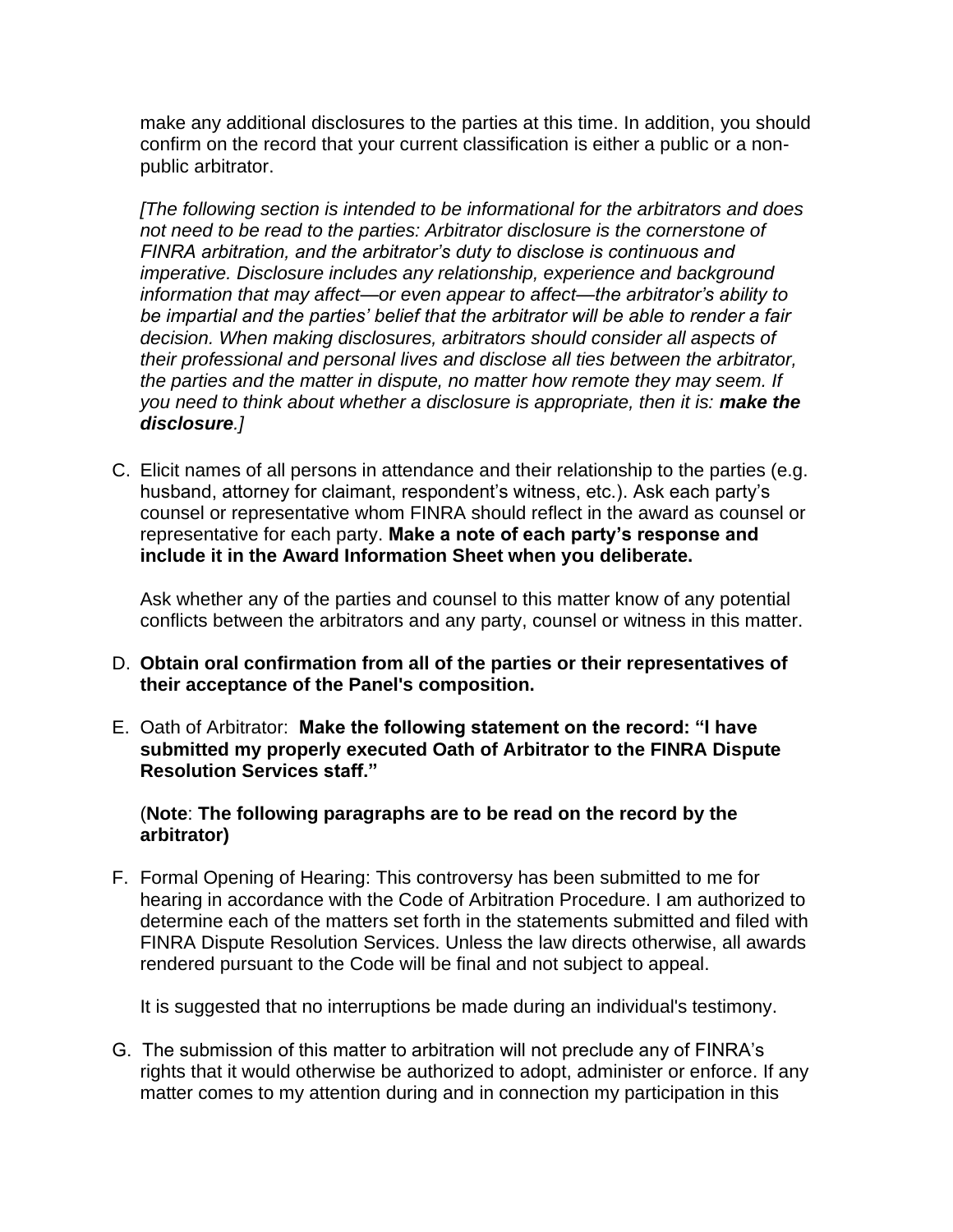make any additional disclosures to the parties at this time. In addition, you should confirm on the record that your current classification is either a public or a non-public arbitrator.

*[The following section is intended to be informational for the arbitrators and does not need to be read to the parties: Arbitrator disclosure is the cornerstone of FINRA arbitration, and the arbitrator's duty to disclose is continuous and imperative. Disclosure includes any relationship, experience and background information that may affect—or even appear to affect—the arbitrator's ability to be impartial and the parties' belief that the arbitrator will be able to render a fair decision. When making disclosures, arbitrators should consider all aspects of their professional and personal lives and disclose all ties between the arbitrator, the parties and the matter in dispute, no matter how remote they may seem. If you need to think about whether a disclosure is appropriate, then it is:* ***make the disclosure****.]*

C. Elicit names of all persons in attendance and their relationship to the parties (e.g. husband, attorney for claimant, respondent's witness, etc.). Ask each party's counsel or representative whom FINRA should reflect in the award as counsel or representative for each party. **Make a note of each party's response and include it in the Award Information Sheet when you deliberate.**

   Ask whether any of the parties and counsel to this matter know of any potential conflicts between the arbitrators and any party, counsel or witness in this matter.

D. **Obtain oral confirmation from all of the parties or their representatives of their acceptance of the Panel's composition.**

E. Oath of Arbitrator: **Make the following statement on the record: "I have submitted my properly executed Oath of Arbitrator to the FINRA Dispute Resolution Services staff."**

   (**Note**: **The following paragraphs are to be read on the record by the arbitrator)**

F. Formal Opening of Hearing: This controversy has been submitted to me for hearing in accordance with the Code of Arbitration Procedure. I am authorized to determine each of the matters set forth in the statements submitted and filed with FINRA Dispute Resolution Services. Unless the law directs otherwise, all awards rendered pursuant to the Code will be final and not subject to appeal.

   It is suggested that no interruptions be made during an individual's testimony.

G. The submission of this matter to arbitration will not preclude any of FINRA's rights that it would otherwise be authorized to adopt, administer or enforce. If any matter comes to my attention during and in connection my participation in this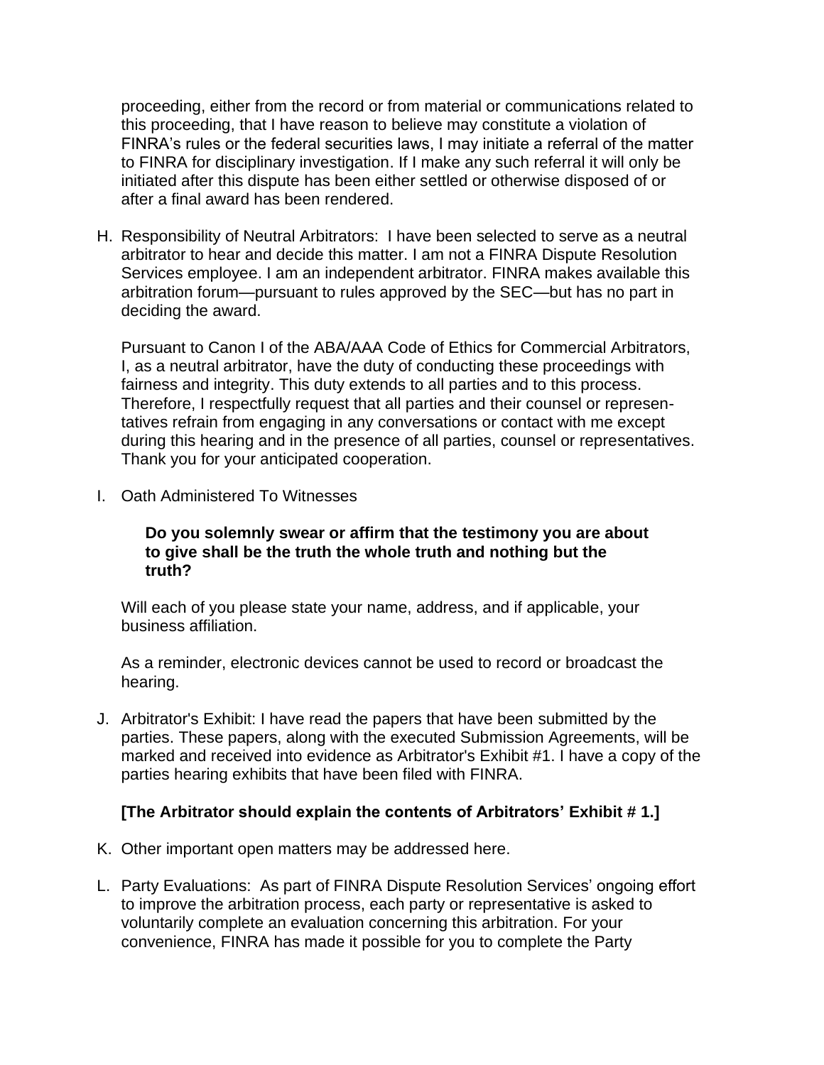proceeding, either from the record or from material or communications related to this proceeding, that I have reason to believe may constitute a violation of FINRA's rules or the federal securities laws, I may initiate a referral of the matter to FINRA for disciplinary investigation. If I make any such referral it will only be initiated after this dispute has been either settled or otherwise disposed of or after a final award has been rendered.

H. Responsibility of Neutral Arbitrators: I have been selected to serve as a neutral arbitrator to hear and decide this matter. I am not a FINRA Dispute Resolution Services employee. I am an independent arbitrator. FINRA makes available this arbitration forum—pursuant to rules approved by the SEC—but has no part in deciding the award.

   Pursuant to Canon I of the ABA/AAA Code of Ethics for Commercial Arbitrators, I, as a neutral arbitrator, have the duty of conducting these proceedings with fairness and integrity. This duty extends to all parties and to this process. Therefore, I respectfully request that all parties and their counsel or representatives refrain from engaging in any conversations or contact with me except during this hearing and in the presence of all parties, counsel or representatives. Thank you for your anticipated cooperation.

I. Oath Administered To Witnesses

   **Do you solemnly swear or affirm that the testimony you are about to give shall be the truth the whole truth and nothing but the truth?**

   Will each of you please state your name, address, and if applicable, your business affiliation.

   As a reminder, electronic devices cannot be used to record or broadcast the hearing.

J. Arbitrator's Exhibit: I have read the papers that have been submitted by the parties. These papers, along with the executed Submission Agreements, will be marked and received into evidence as Arbitrator's Exhibit #1. I have a copy of the parties hearing exhibits that have been filed with FINRA.

   **[The Arbitrator should explain the contents of Arbitrators' Exhibit # 1.]**

K. Other important open matters may be addressed here.

L. Party Evaluations: As part of FINRA Dispute Resolution Services' ongoing effort to improve the arbitration process, each party or representative is asked to voluntarily complete an evaluation concerning this arbitration. For your convenience, FINRA has made it possible for you to complete the Party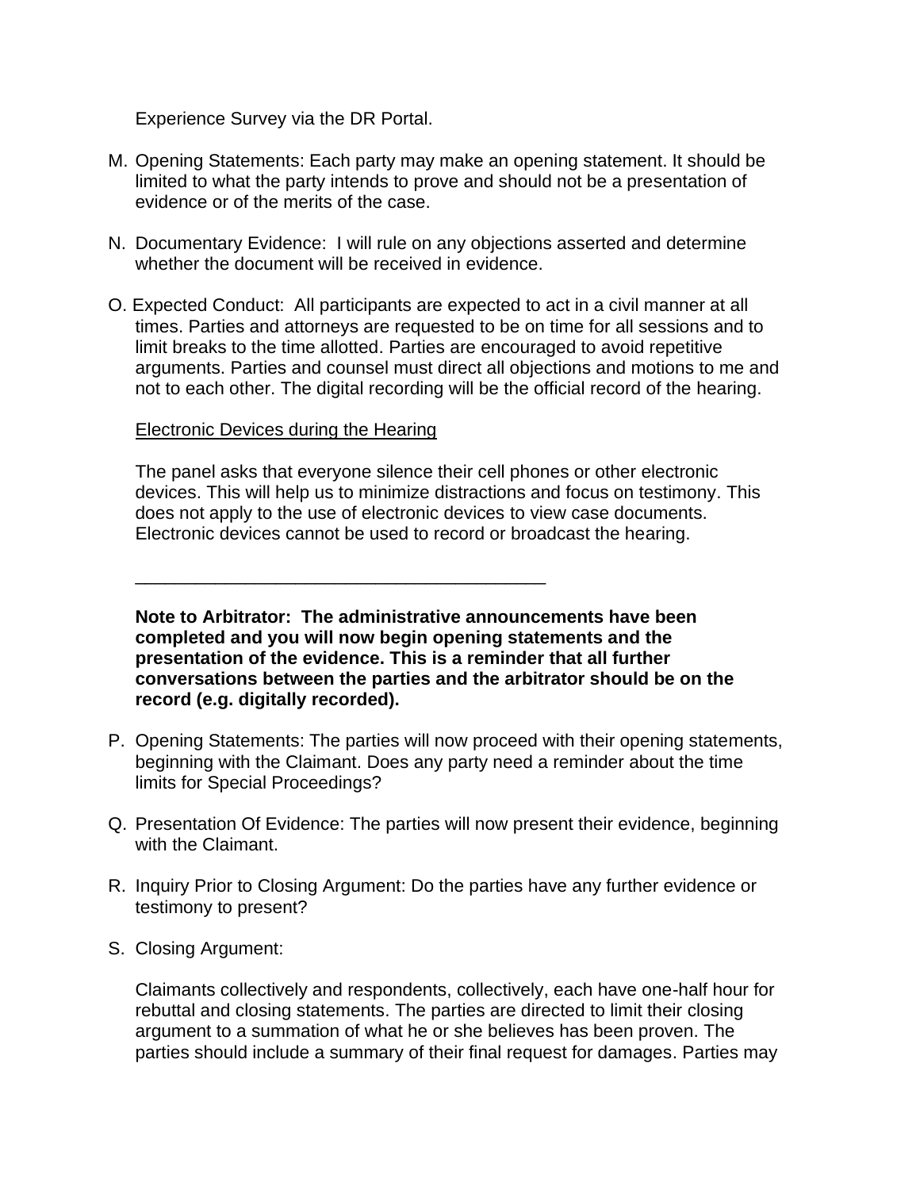Experience Survey via the DR Portal.

M. Opening Statements: Each party may make an opening statement. It should be limited to what the party intends to prove and should not be a presentation of evidence or of the merits of the case.

N. Documentary Evidence: I will rule on any objections asserted and determine whether the document will be received in evidence.

O. Expected Conduct: All participants are expected to act in a civil manner at all times. Parties and attorneys are requested to be on time for all sessions and to limit breaks to the time allotted. Parties are encouraged to avoid repetitive arguments. Parties and counsel must direct all objections and motions to me and not to each other. The digital recording will be the official record of the hearing.

<u>Electronic Devices during the Hearing</u>

The panel asks that everyone silence their cell phones or other electronic devices. This will help us to minimize distractions and focus on testimony. This does not apply to the use of electronic devices to view case documents. Electronic devices cannot be used to record or broadcast the hearing.

---

**Note to Arbitrator: The administrative announcements have been completed and you will now begin opening statements and the presentation of the evidence. This is a reminder that all further conversations between the parties and the arbitrator should be on the record (e.g. digitally recorded).**

P. Opening Statements: The parties will now proceed with their opening statements, beginning with the Claimant. Does any party need a reminder about the time limits for Special Proceedings?

Q. Presentation Of Evidence: The parties will now present their evidence, beginning with the Claimant.

R. Inquiry Prior to Closing Argument: Do the parties have any further evidence or testimony to present?

S. Closing Argument:

Claimants collectively and respondents, collectively, each have one-half hour for rebuttal and closing statements. The parties are directed to limit their closing argument to a summation of what he or she believes has been proven. The parties should include a summary of their final request for damages. Parties may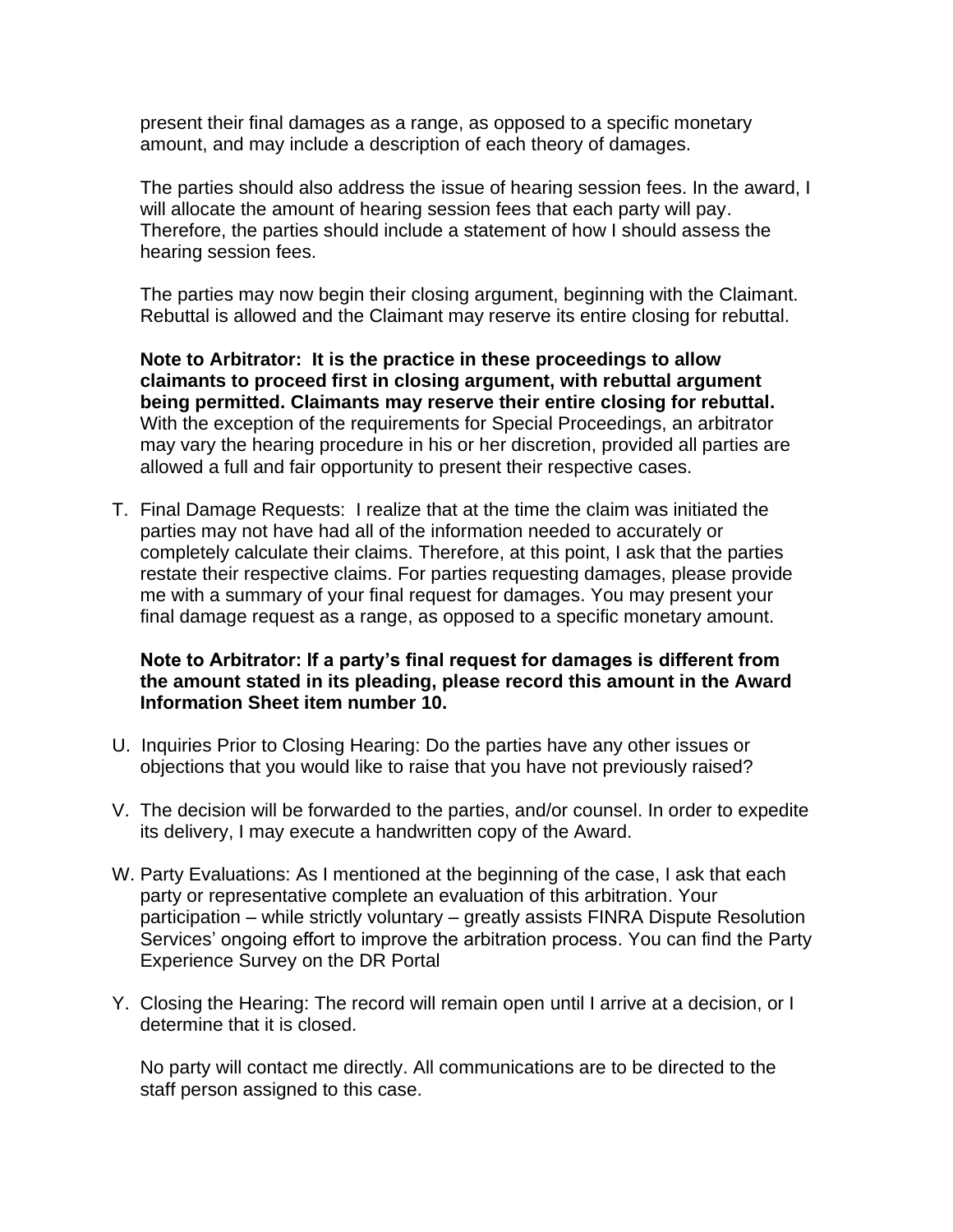present their final damages as a range, as opposed to a specific monetary amount, and may include a description of each theory of damages.

The parties should also address the issue of hearing session fees. In the award, I will allocate the amount of hearing session fees that each party will pay. Therefore, the parties should include a statement of how I should assess the hearing session fees.

The parties may now begin their closing argument, beginning with the Claimant. Rebuttal is allowed and the Claimant may reserve its entire closing for rebuttal.

**Note to Arbitrator: It is the practice in these proceedings to allow claimants to proceed first in closing argument, with rebuttal argument being permitted. Claimants may reserve their entire closing for rebuttal.** With the exception of the requirements for Special Proceedings, an arbitrator may vary the hearing procedure in his or her discretion, provided all parties are allowed a full and fair opportunity to present their respective cases.

T. Final Damage Requests: I realize that at the time the claim was initiated the parties may not have had all of the information needed to accurately or completely calculate their claims. Therefore, at this point, I ask that the parties restate their respective claims. For parties requesting damages, please provide me with a summary of your final request for damages. You may present your final damage request as a range, as opposed to a specific monetary amount.

   **Note to Arbitrator: If a party's final request for damages is different from the amount stated in its pleading, please record this amount in the Award Information Sheet item number 10.**

U. Inquiries Prior to Closing Hearing: Do the parties have any other issues or objections that you would like to raise that you have not previously raised?

V. The decision will be forwarded to the parties, and/or counsel. In order to expedite its delivery, I may execute a handwritten copy of the Award.

W. Party Evaluations: As I mentioned at the beginning of the case, I ask that each party or representative complete an evaluation of this arbitration. Your participation – while strictly voluntary – greatly assists FINRA Dispute Resolution Services' ongoing effort to improve the arbitration process. You can find the Party Experience Survey on the DR Portal

Y. Closing the Hearing: The record will remain open until I arrive at a decision, or I determine that it is closed.

   No party will contact me directly. All communications are to be directed to the staff person assigned to this case.